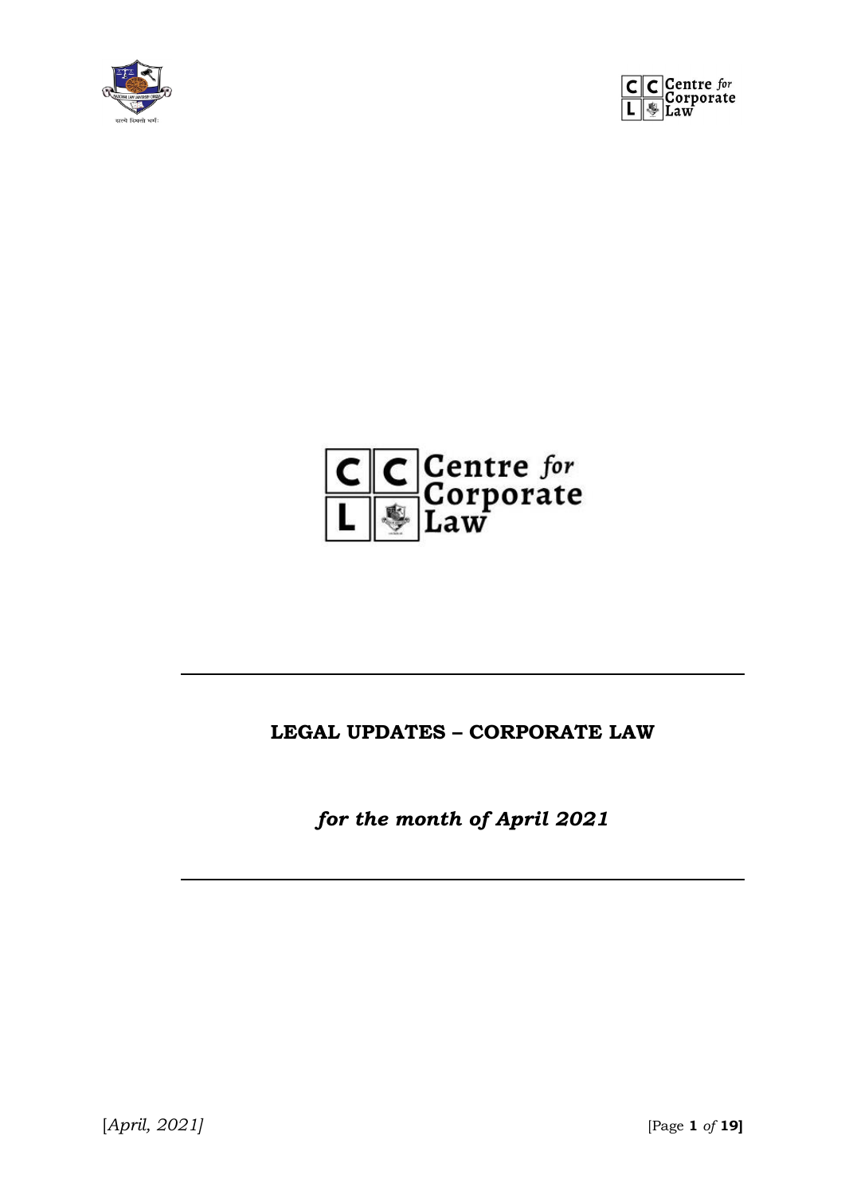# LEGAL UPDATES – CORPORATE LAW

***for the month of April 2021***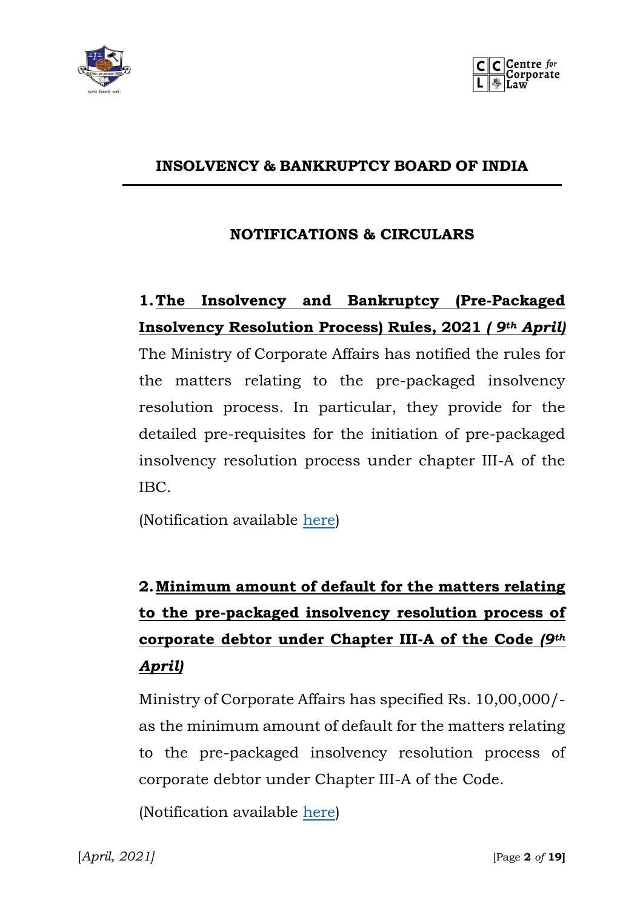## INSOLVENCY & BANKRUPTCY BOARD OF INDIA

### NOTIFICATIONS & CIRCULARS

1. **The Insolvency and Bankruptcy (Pre-Packaged Insolvency Resolution Process) Rules, 2021 *( 9th April)***

The Ministry of Corporate Affairs has notified the rules for the matters relating to the pre-packaged insolvency resolution process. In particular, they provide for the detailed pre-requisites for the initiation of pre-packaged insolvency resolution process under chapter III-A of the IBC.

(Notification available here)

2. **Minimum amount of default for the matters relating to the pre-packaged insolvency resolution process of corporate debtor under Chapter III-A of the Code *(9th April)***

Ministry of Corporate Affairs has specified Rs. 10,00,000/- as the minimum amount of default for the matters relating to the pre-packaged insolvency resolution process of corporate debtor under Chapter III-A of the Code.

(Notification available here)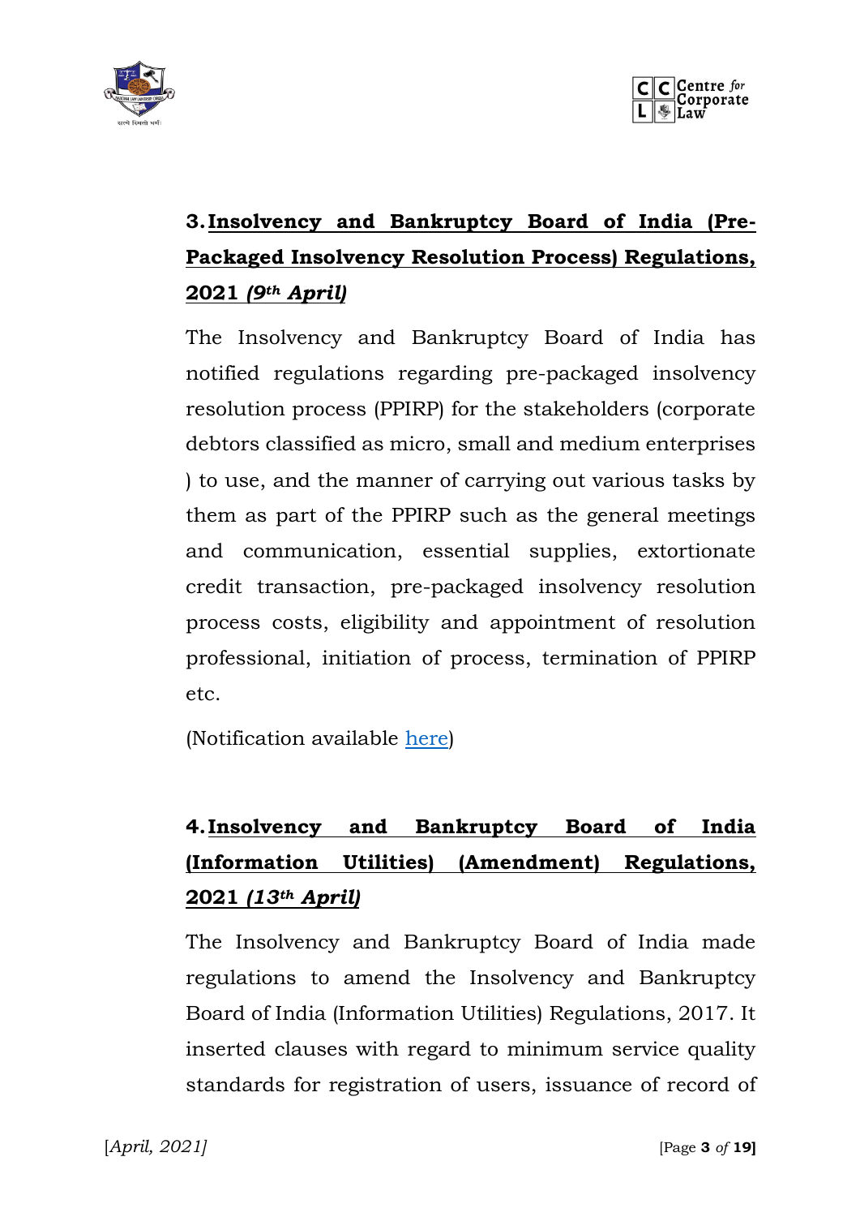### 3. **Insolvency and Bankruptcy Board of India (Pre-Packaged Insolvency Resolution Process) Regulations, 2021** ***(9th April)***

The Insolvency and Bankruptcy Board of India has notified regulations regarding pre-packaged insolvency resolution process (PPIRP) for the stakeholders (corporate debtors classified as micro, small and medium enterprises ) to use, and the manner of carrying out various tasks by them as part of the PPIRP such as the general meetings and communication, essential supplies, extortionate credit transaction, pre-packaged insolvency resolution process costs, eligibility and appointment of resolution professional, initiation of process, termination of PPIRP etc.

(Notification available here)

### 4. **Insolvency and Bankruptcy Board of India (Information Utilities) (Amendment) Regulations, 2021** ***(13th April)***

The Insolvency and Bankruptcy Board of India made regulations to amend the Insolvency and Bankruptcy Board of India (Information Utilities) Regulations, 2017. It inserted clauses with regard to minimum service quality standards for registration of users, issuance of record of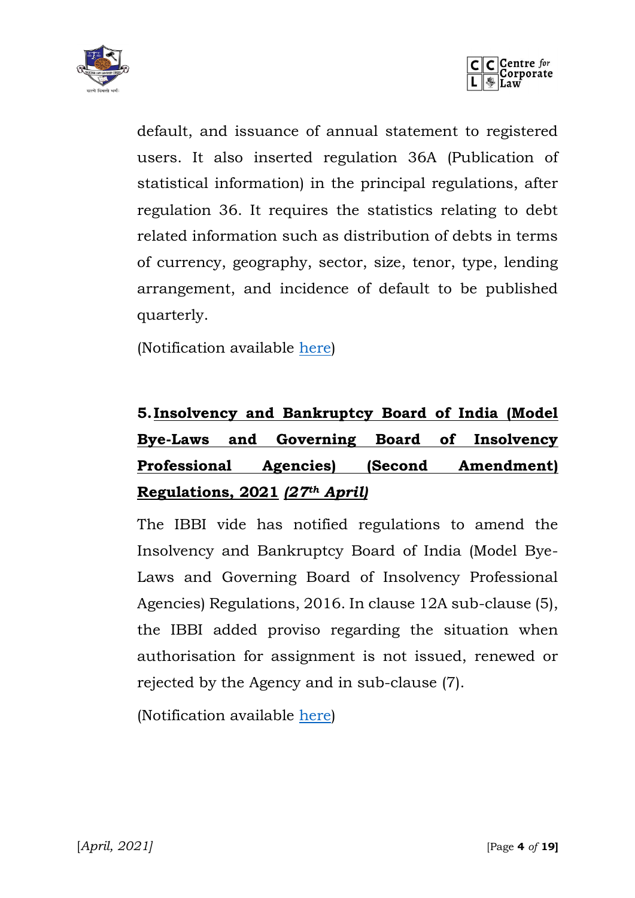default, and issuance of annual statement to registered users. It also inserted regulation 36A (Publication of statistical information) in the principal regulations, after regulation 36. It requires the statistics relating to debt related information such as distribution of debts in terms of currency, geography, sector, size, tenor, type, lending arrangement, and incidence of default to be published quarterly.

(Notification available here)

## 5. Insolvency and Bankruptcy Board of India (Model Bye-Laws and Governing Board of Insolvency Professional Agencies) (Second Amendment) Regulations, 2021 *(27th April)*

The IBBI vide has notified regulations to amend the Insolvency and Bankruptcy Board of India (Model Bye-Laws and Governing Board of Insolvency Professional Agencies) Regulations, 2016. In clause 12A sub-clause (5), the IBBI added proviso regarding the situation when authorisation for assignment is not issued, renewed or rejected by the Agency and in sub-clause (7).

(Notification available here)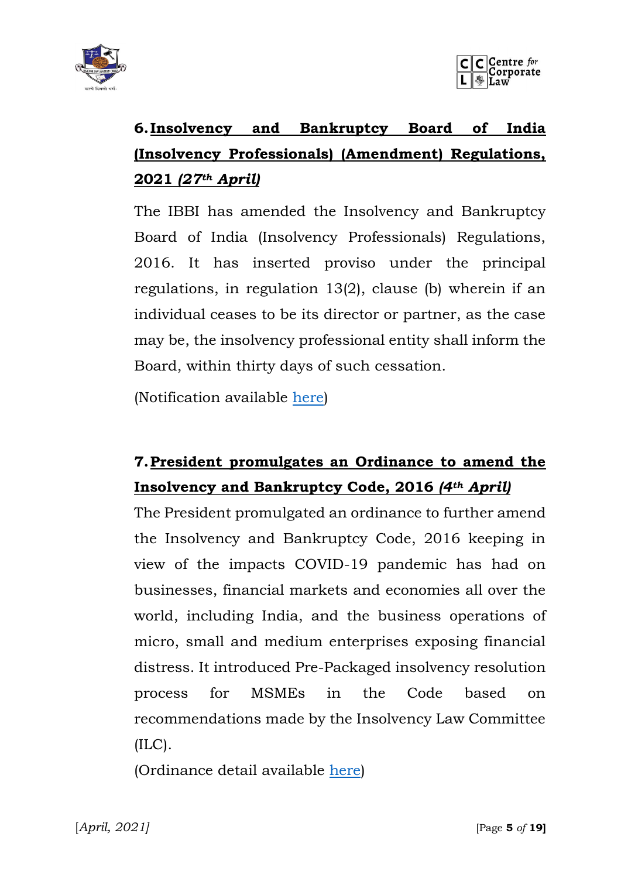## 6. Insolvency and Bankruptcy Board of India (Insolvency Professionals) (Amendment) Regulations, 2021 *(27th April)*

The IBBI has amended the Insolvency and Bankruptcy Board of India (Insolvency Professionals) Regulations, 2016. It has inserted proviso under the principal regulations, in regulation 13(2), clause (b) wherein if an individual ceases to be its director or partner, as the case may be, the insolvency professional entity shall inform the Board, within thirty days of such cessation.

(Notification available here)

## 7. President promulgates an Ordinance to amend the Insolvency and Bankruptcy Code, 2016 *(4th April)*

The President promulgated an ordinance to further amend the Insolvency and Bankruptcy Code, 2016 keeping in view of the impacts COVID-19 pandemic has had on businesses, financial markets and economies all over the world, including India, and the business operations of micro, small and medium enterprises exposing financial distress. It introduced Pre-Packaged insolvency resolution process for MSMEs in the Code based on recommendations made by the Insolvency Law Committee (ILC).

(Ordinance detail available here)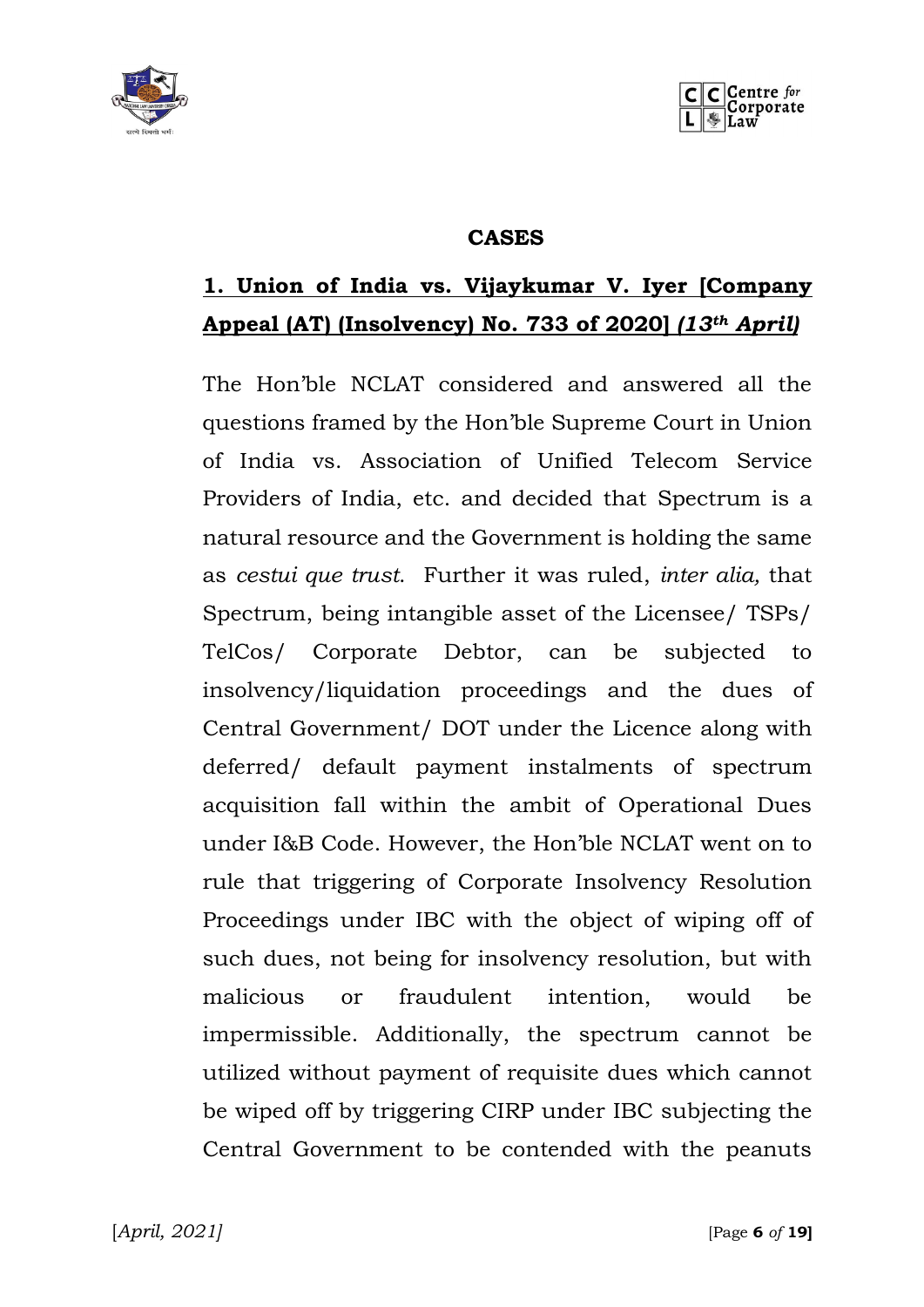**CASES**

**1. Union of India vs. Vijaykumar V. Iyer [Company Appeal (AT) (Insolvency) No. 733 of 2020]** ***(13th April)***

The Hon'ble NCLAT considered and answered all the questions framed by the Hon'ble Supreme Court in Union of India vs. Association of Unified Telecom Service Providers of India, etc. and decided that Spectrum is a natural resource and the Government is holding the same as *cestui que trust*. Further it was ruled, *inter alia,* that Spectrum, being intangible asset of the Licensee/ TSPs/ TelCos/ Corporate Debtor, can be subjected to insolvency/liquidation proceedings and the dues of Central Government/ DOT under the Licence along with deferred/ default payment instalments of spectrum acquisition fall within the ambit of Operational Dues under I&B Code. However, the Hon'ble NCLAT went on to rule that triggering of Corporate Insolvency Resolution Proceedings under IBC with the object of wiping off of such dues, not being for insolvency resolution, but with malicious or fraudulent intention, would be impermissible. Additionally, the spectrum cannot be utilized without payment of requisite dues which cannot be wiped off by triggering CIRP under IBC subjecting the Central Government to be contended with the peanuts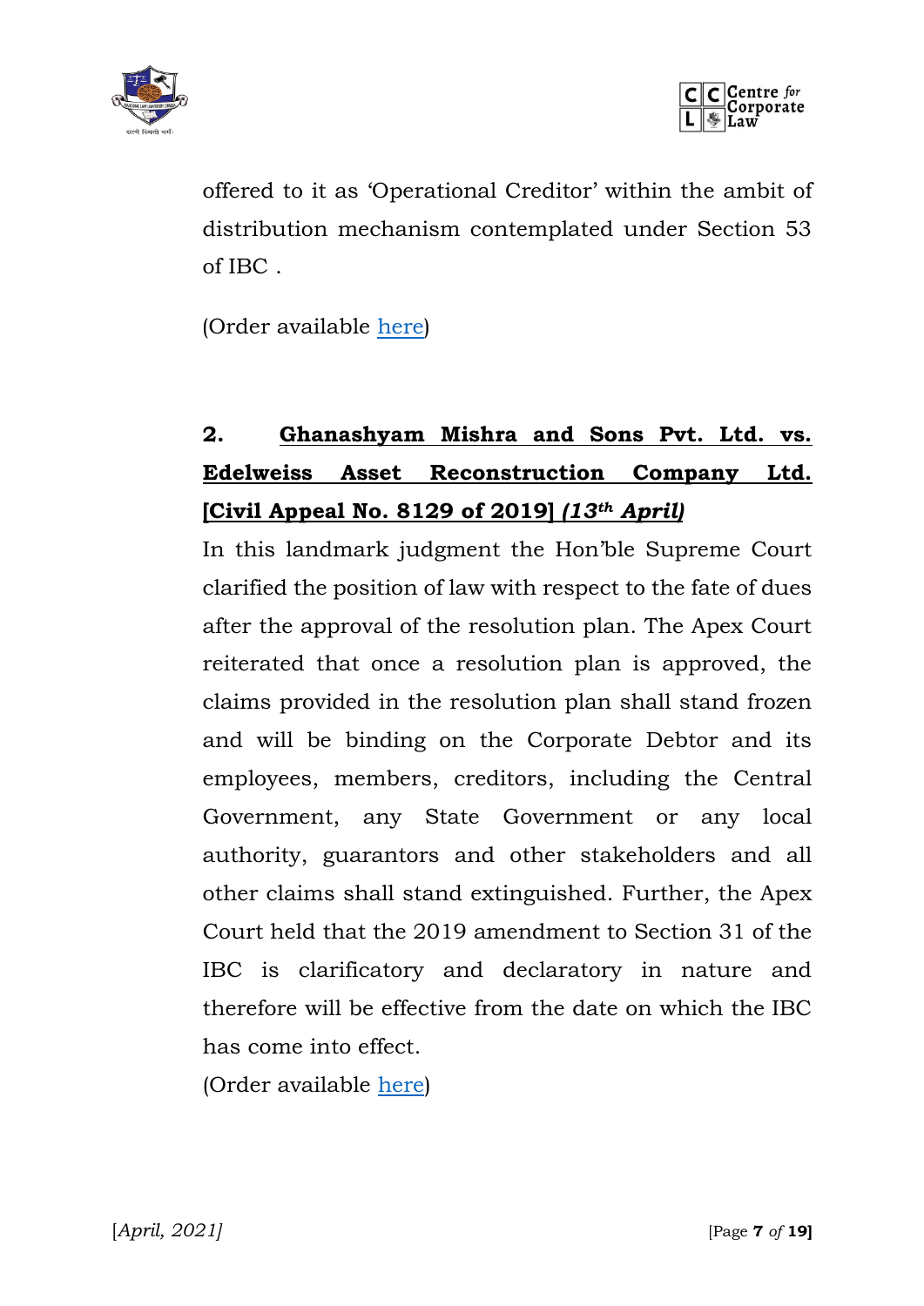offered to it as 'Operational Creditor' within the ambit of distribution mechanism contemplated under Section 53 of IBC .

(Order available here)

**2. Ghanashyam Mishra and Sons Pvt. Ltd. vs. Edelweiss Asset Reconstruction Company Ltd. [Civil Appeal No. 8129 of 2019] *(13th April)***

In this landmark judgment the Hon'ble Supreme Court clarified the position of law with respect to the fate of dues after the approval of the resolution plan. The Apex Court reiterated that once a resolution plan is approved, the claims provided in the resolution plan shall stand frozen and will be binding on the Corporate Debtor and its employees, members, creditors, including the Central Government, any State Government or any local authority, guarantors and other stakeholders and all other claims shall stand extinguished. Further, the Apex Court held that the 2019 amendment to Section 31 of the IBC is clarificatory and declaratory in nature and therefore will be effective from the date on which the IBC has come into effect.

(Order available here)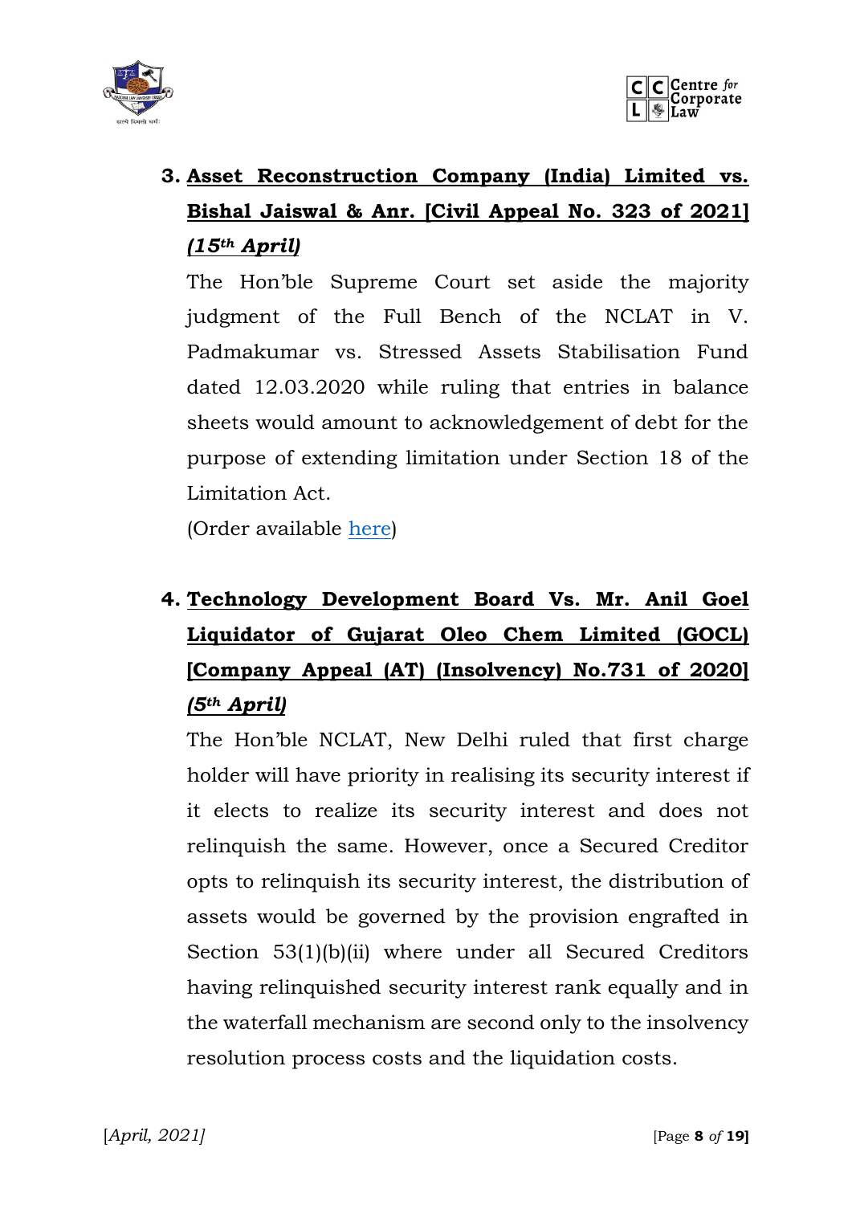3. **Asset Reconstruction Company (India) Limited vs. Bishal Jaiswal & Anr. [Civil Appeal No. 323 of 2021]** ***(15th April)***

   The Hon'ble Supreme Court set aside the majority judgment of the Full Bench of the NCLAT in V. Padmakumar vs. Stressed Assets Stabilisation Fund dated 12.03.2020 while ruling that entries in balance sheets would amount to acknowledgement of debt for the purpose of extending limitation under Section 18 of the Limitation Act.

   (Order available here)

4. **Technology Development Board Vs. Mr. Anil Goel Liquidator of Gujarat Oleo Chem Limited (GOCL) [Company Appeal (AT) (Insolvency) No.731 of 2020]** ***(5th April)***

   The Hon'ble NCLAT, New Delhi ruled that first charge holder will have priority in realising its security interest if it elects to realize its security interest and does not relinquish the same. However, once a Secured Creditor opts to relinquish its security interest, the distribution of assets would be governed by the provision engrafted in Section 53(1)(b)(ii) where under all Secured Creditors having relinquished security interest rank equally and in the waterfall mechanism are second only to the insolvency resolution process costs and the liquidation costs.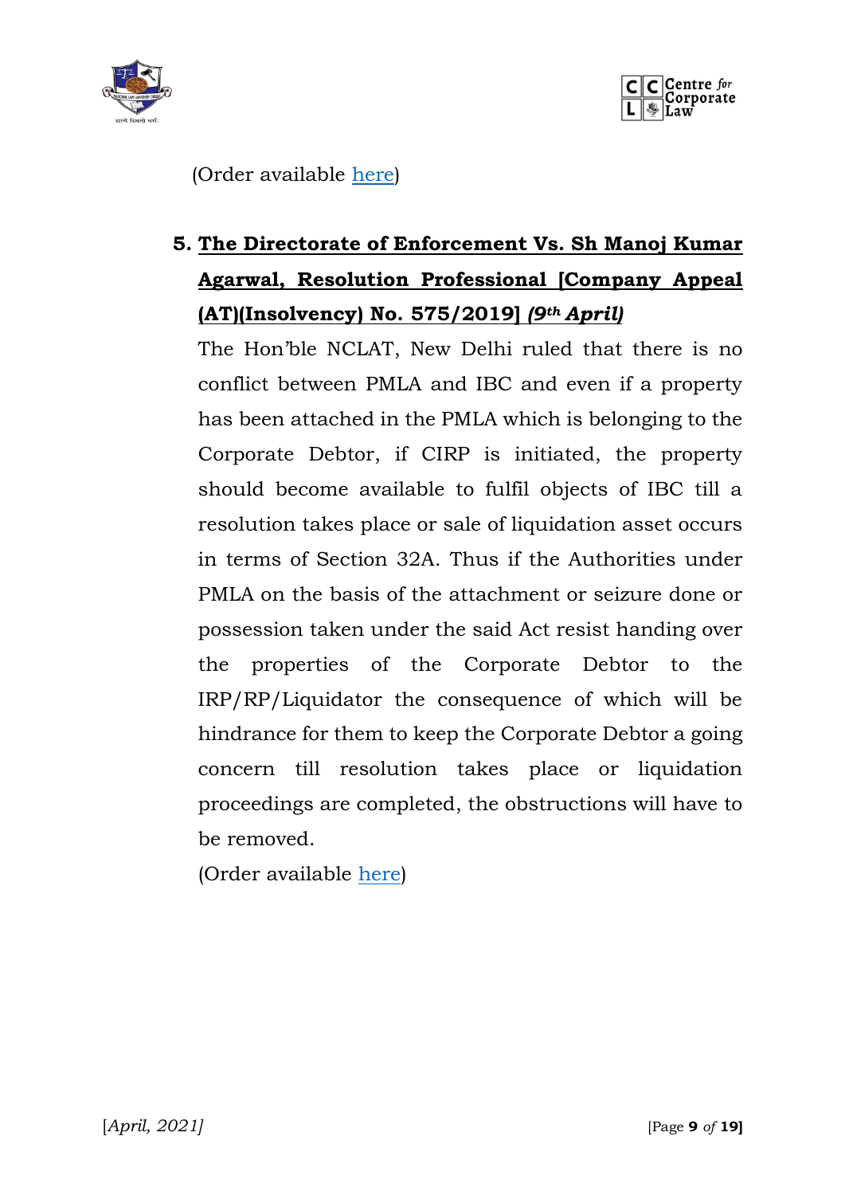(Order available here)

5. **The Directorate of Enforcement Vs. Sh Manoj Kumar Agarwal, Resolution Professional [Company Appeal (AT)(Insolvency) No. 575/2019]** ***(9th April)***

   The Hon'ble NCLAT, New Delhi ruled that there is no conflict between PMLA and IBC and even if a property has been attached in the PMLA which is belonging to the Corporate Debtor, if CIRP is initiated, the property should become available to fulfil objects of IBC till a resolution takes place or sale of liquidation asset occurs in terms of Section 32A. Thus if the Authorities under PMLA on the basis of the attachment or seizure done or possession taken under the said Act resist handing over the properties of the Corporate Debtor to the IRP/RP/Liquidator the consequence of which will be hindrance for them to keep the Corporate Debtor a going concern till resolution takes place or liquidation proceedings are completed, the obstructions will have to be removed.

   (Order available here)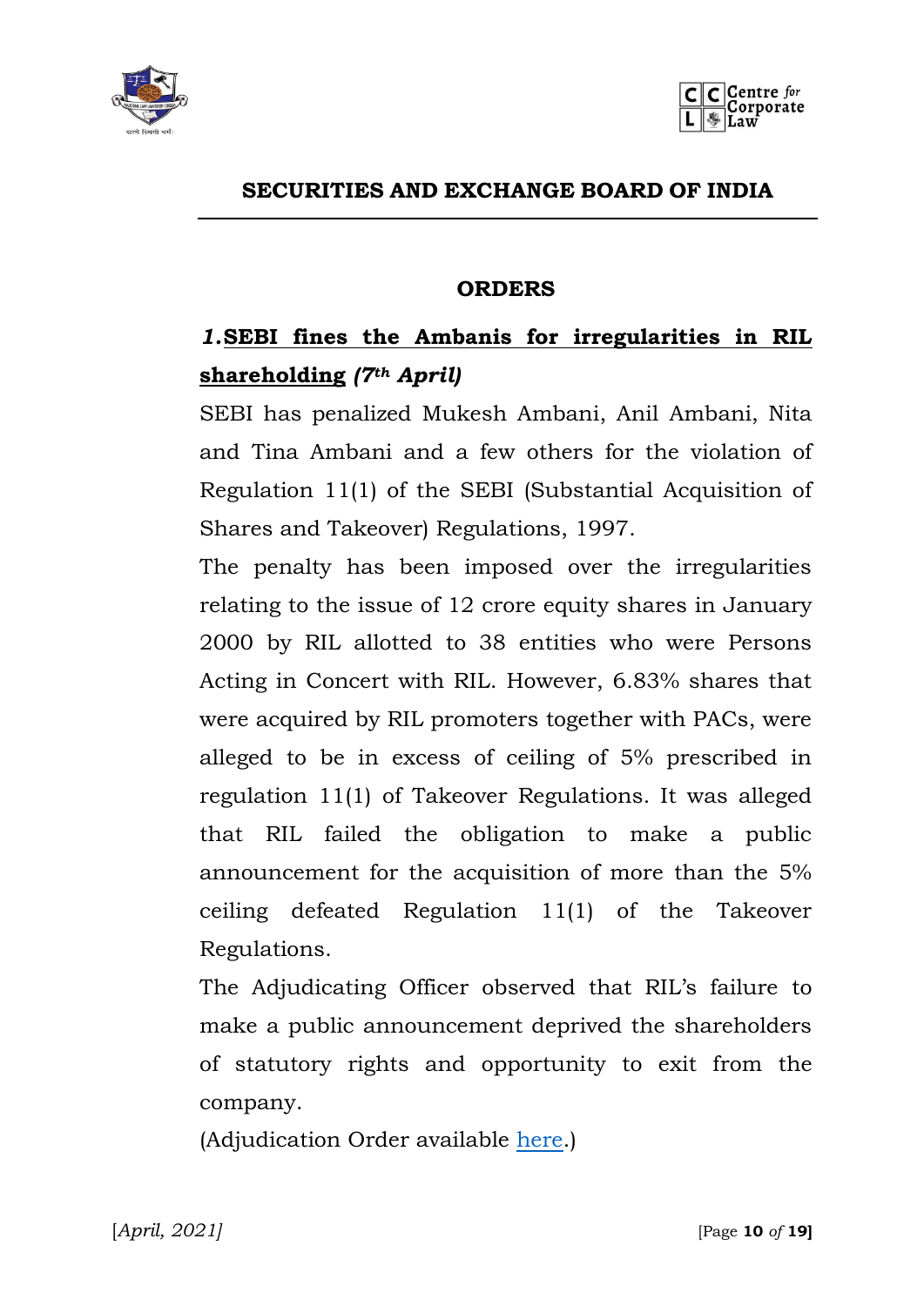## SECURITIES AND EXCHANGE BOARD OF INDIA

### ORDERS

### *1.* **SEBI fines the Ambanis for irregularities in RIL shareholding** *(7th April)*

SEBI has penalized Mukesh Ambani, Anil Ambani, Nita and Tina Ambani and a few others for the violation of Regulation 11(1) of the SEBI (Substantial Acquisition of Shares and Takeover) Regulations, 1997.

The penalty has been imposed over the irregularities relating to the issue of 12 crore equity shares in January 2000 by RIL allotted to 38 entities who were Persons Acting in Concert with RIL. However, 6.83% shares that were acquired by RIL promoters together with PACs, were alleged to be in excess of ceiling of 5% prescribed in regulation 11(1) of Takeover Regulations. It was alleged that RIL failed the obligation to make a public announcement for the acquisition of more than the 5% ceiling defeated Regulation 11(1) of the Takeover Regulations.

The Adjudicating Officer observed that RIL's failure to make a public announcement deprived the shareholders of statutory rights and opportunity to exit from the company.

(Adjudication Order available here.)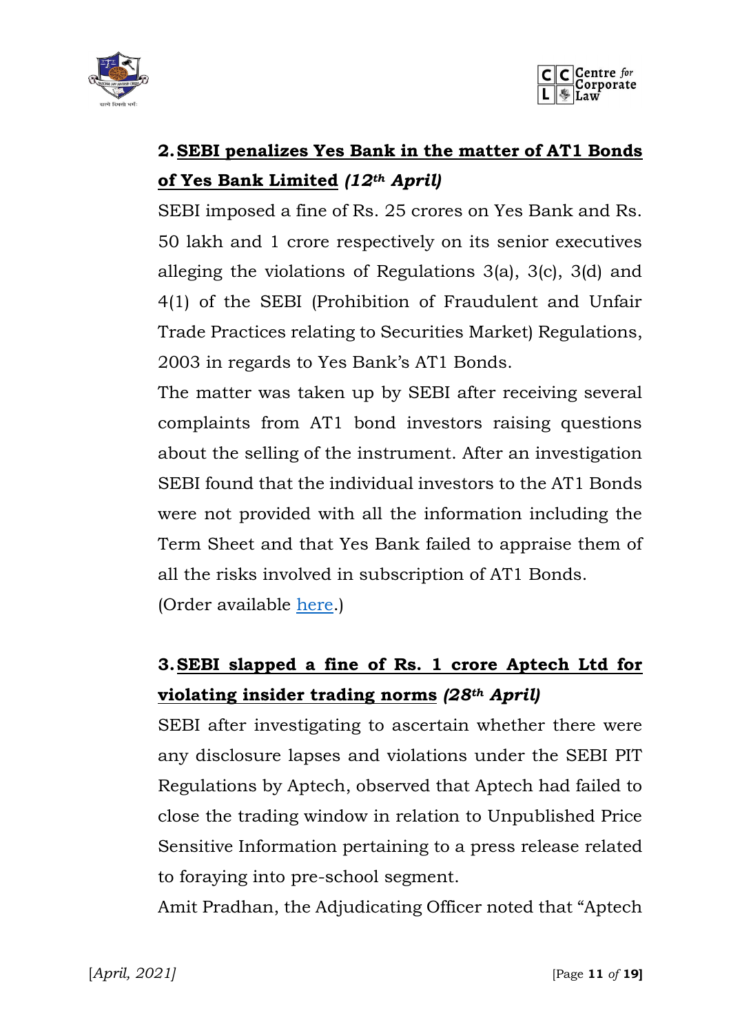## 2. SEBI penalizes Yes Bank in the matter of AT1 Bonds of Yes Bank Limited *(12th April)*

SEBI imposed a fine of Rs. 25 crores on Yes Bank and Rs. 50 lakh and 1 crore respectively on its senior executives alleging the violations of Regulations 3(a), 3(c), 3(d) and 4(1) of the SEBI (Prohibition of Fraudulent and Unfair Trade Practices relating to Securities Market) Regulations, 2003 in regards to Yes Bank's AT1 Bonds.

The matter was taken up by SEBI after receiving several complaints from AT1 bond investors raising questions about the selling of the instrument. After an investigation SEBI found that the individual investors to the AT1 Bonds were not provided with all the information including the Term Sheet and that Yes Bank failed to appraise them of all the risks involved in subscription of AT1 Bonds.

(Order available here.)

## 3. SEBI slapped a fine of Rs. 1 crore Aptech Ltd for violating insider trading norms *(28th April)*

SEBI after investigating to ascertain whether there were any disclosure lapses and violations under the SEBI PIT Regulations by Aptech, observed that Aptech had failed to close the trading window in relation to Unpublished Price Sensitive Information pertaining to a press release related to foraying into pre-school segment.

Amit Pradhan, the Adjudicating Officer noted that "Aptech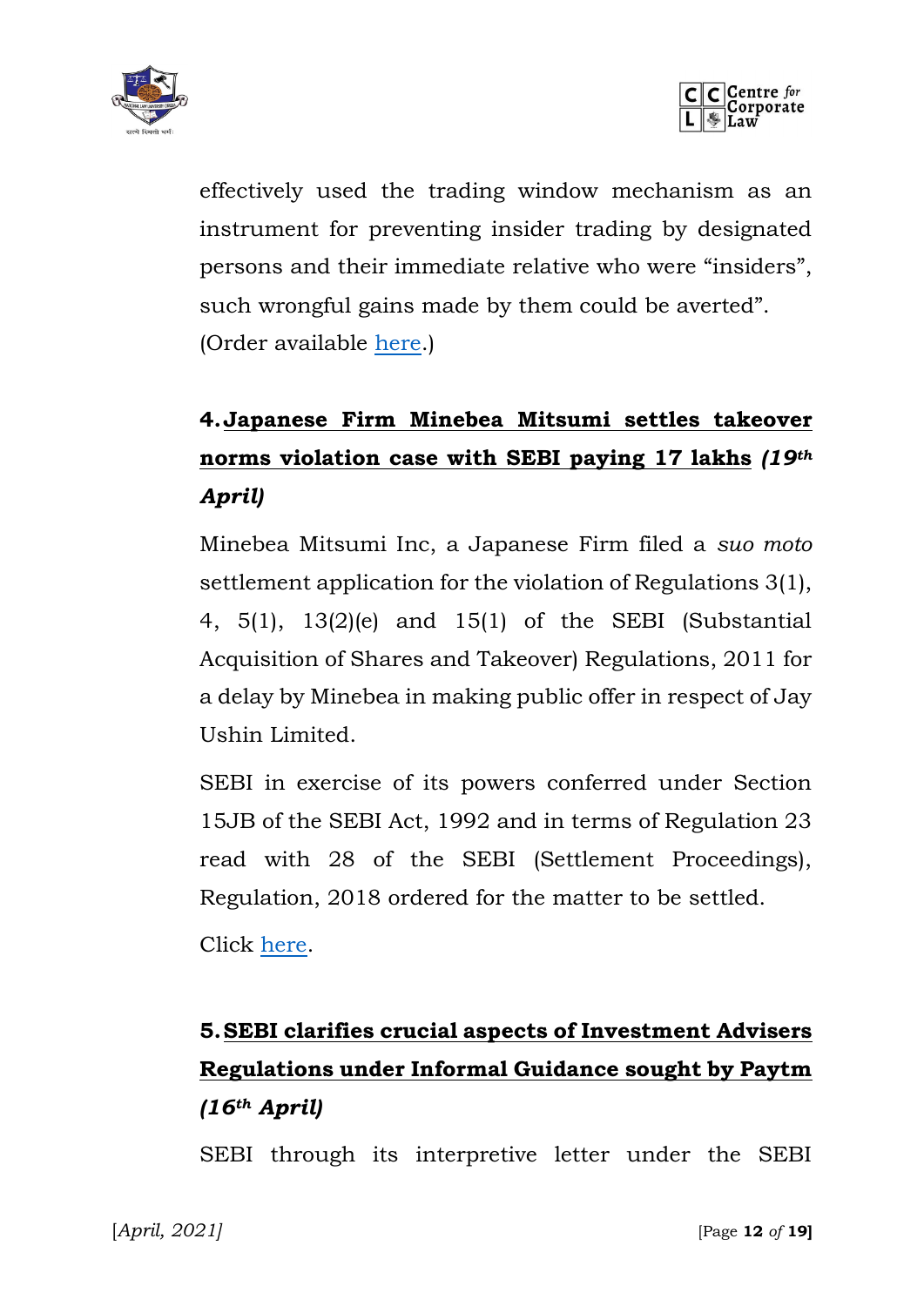effectively used the trading window mechanism as an instrument for preventing insider trading by designated persons and their immediate relative who were "insiders", such wrongful gains made by them could be averted". (Order available here.)

### 4. Japanese Firm Minebea Mitsumi settles takeover norms violation case with SEBI paying 17 lakhs *(19th April)*

Minebea Mitsumi Inc, a Japanese Firm filed a *suo moto* settlement application for the violation of Regulations 3(1), 4, 5(1), 13(2)(e) and 15(1) of the SEBI (Substantial Acquisition of Shares and Takeover) Regulations, 2011 for a delay by Minebea in making public offer in respect of Jay Ushin Limited.

SEBI in exercise of its powers conferred under Section 15JB of the SEBI Act, 1992 and in terms of Regulation 23 read with 28 of the SEBI (Settlement Proceedings), Regulation, 2018 ordered for the matter to be settled.

Click here.

### 5. SEBI clarifies crucial aspects of Investment Advisers Regulations under Informal Guidance sought by Paytm *(16th April)*

SEBI through its interpretive letter under the SEBI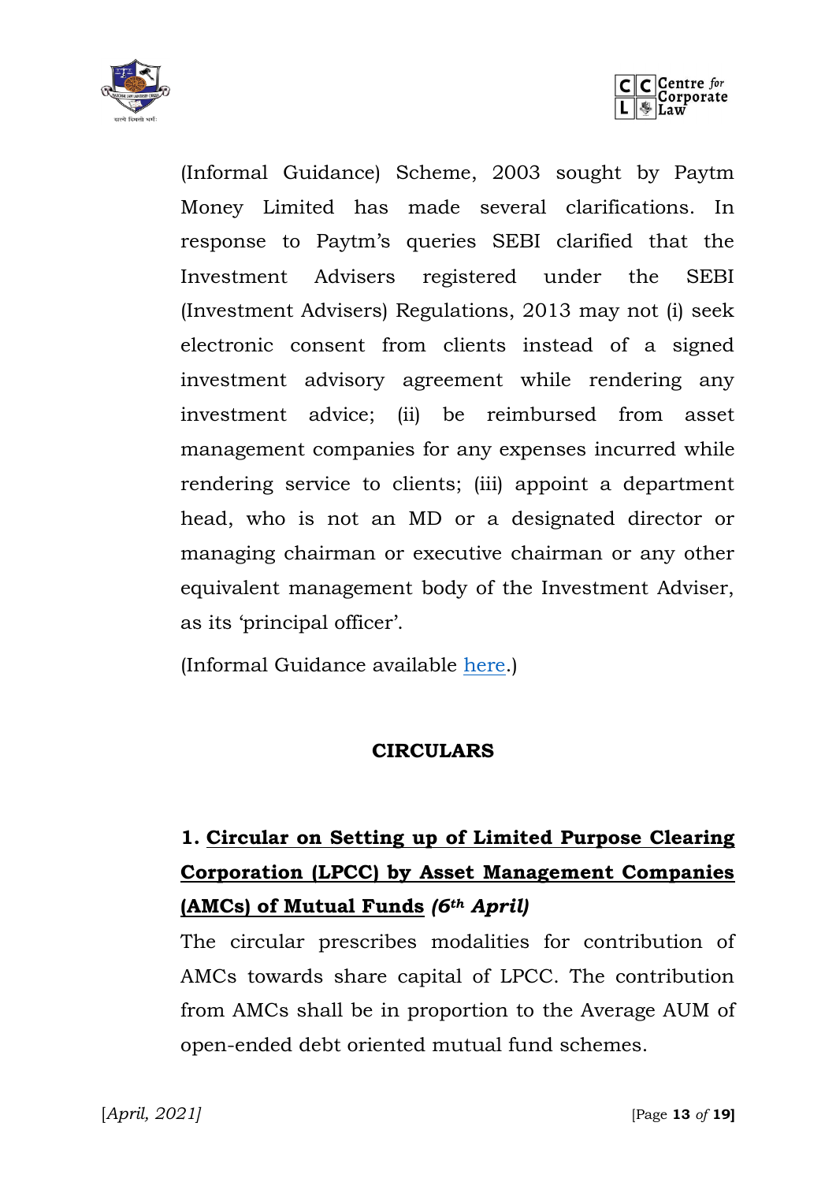(Informal Guidance) Scheme, 2003 sought by Paytm Money Limited has made several clarifications. In response to Paytm's queries SEBI clarified that the Investment Advisers registered under the SEBI (Investment Advisers) Regulations, 2013 may not (i) seek electronic consent from clients instead of a signed investment advisory agreement while rendering any investment advice; (ii) be reimbursed from asset management companies for any expenses incurred while rendering service to clients; (iii) appoint a department head, who is not an MD or a designated director or managing chairman or executive chairman or any other equivalent management body of the Investment Adviser, as its 'principal officer'.

(Informal Guidance available here.)

## CIRCULARS

### 1. <u>Circular on Setting up of Limited Purpose Clearing Corporation (LPCC) by Asset Management Companies (AMCs) of Mutual Funds</u> *(6th April)*

The circular prescribes modalities for contribution of AMCs towards share capital of LPCC. The contribution from AMCs shall be in proportion to the Average AUM of open-ended debt oriented mutual fund schemes.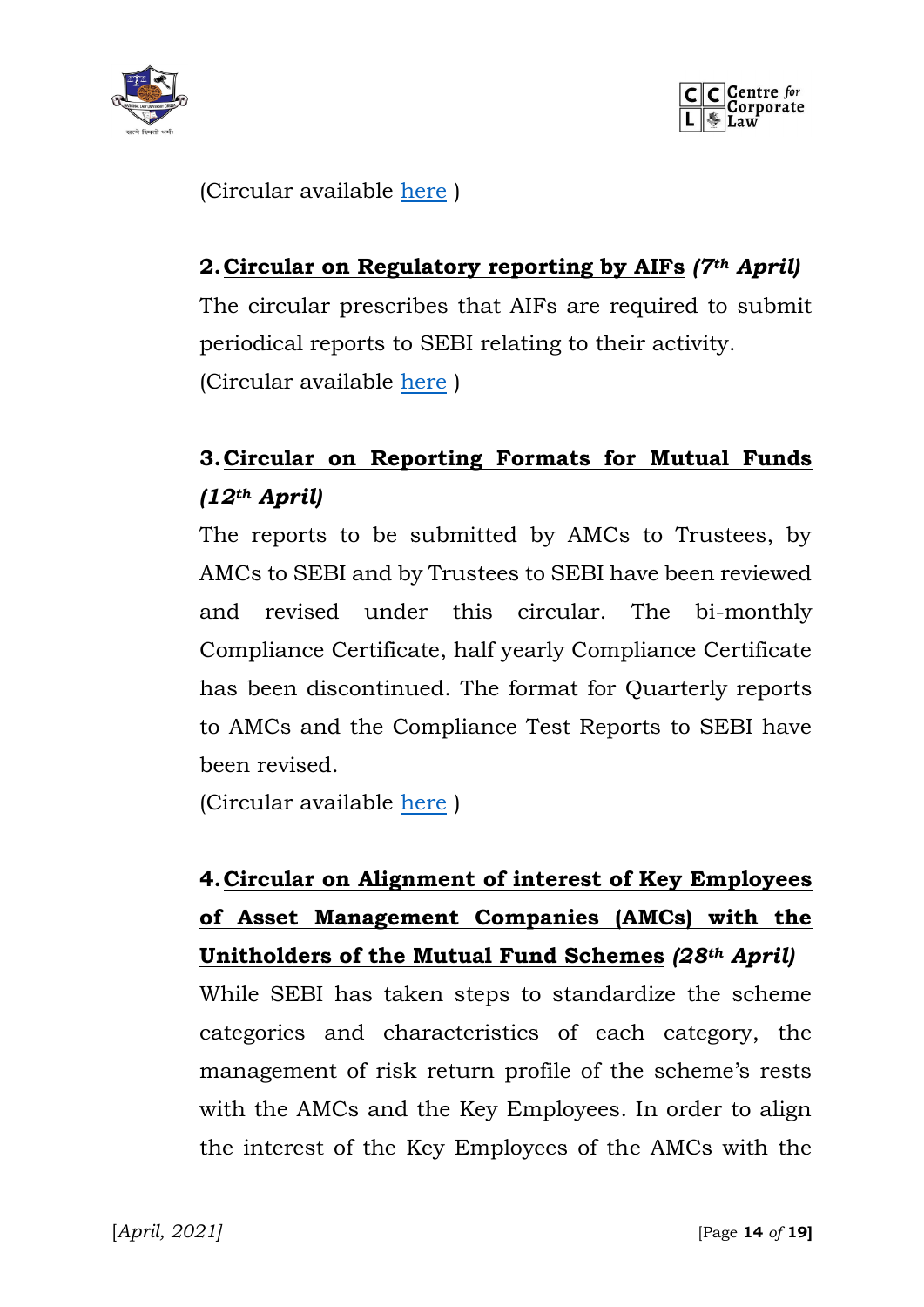(Circular available [here](#) )

**2. Circular on Regulatory reporting by AIFs** ***(7th April)***

The circular prescribes that AIFs are required to submit periodical reports to SEBI relating to their activity.

(Circular available [here](#) )

**3. Circular on Reporting Formats for Mutual Funds** ***(12th April)***

The reports to be submitted by AMCs to Trustees, by AMCs to SEBI and by Trustees to SEBI have been reviewed and revised under this circular. The bi-monthly Compliance Certificate, half yearly Compliance Certificate has been discontinued. The format for Quarterly reports to AMCs and the Compliance Test Reports to SEBI have been revised.

(Circular available [here](#) )

**4. Circular on Alignment of interest of Key Employees of Asset Management Companies (AMCs) with the Unitholders of the Mutual Fund Schemes** ***(28th April)***

While SEBI has taken steps to standardize the scheme categories and characteristics of each category, the management of risk return profile of the scheme's rests with the AMCs and the Key Employees. In order to align the interest of the Key Employees of the AMCs with the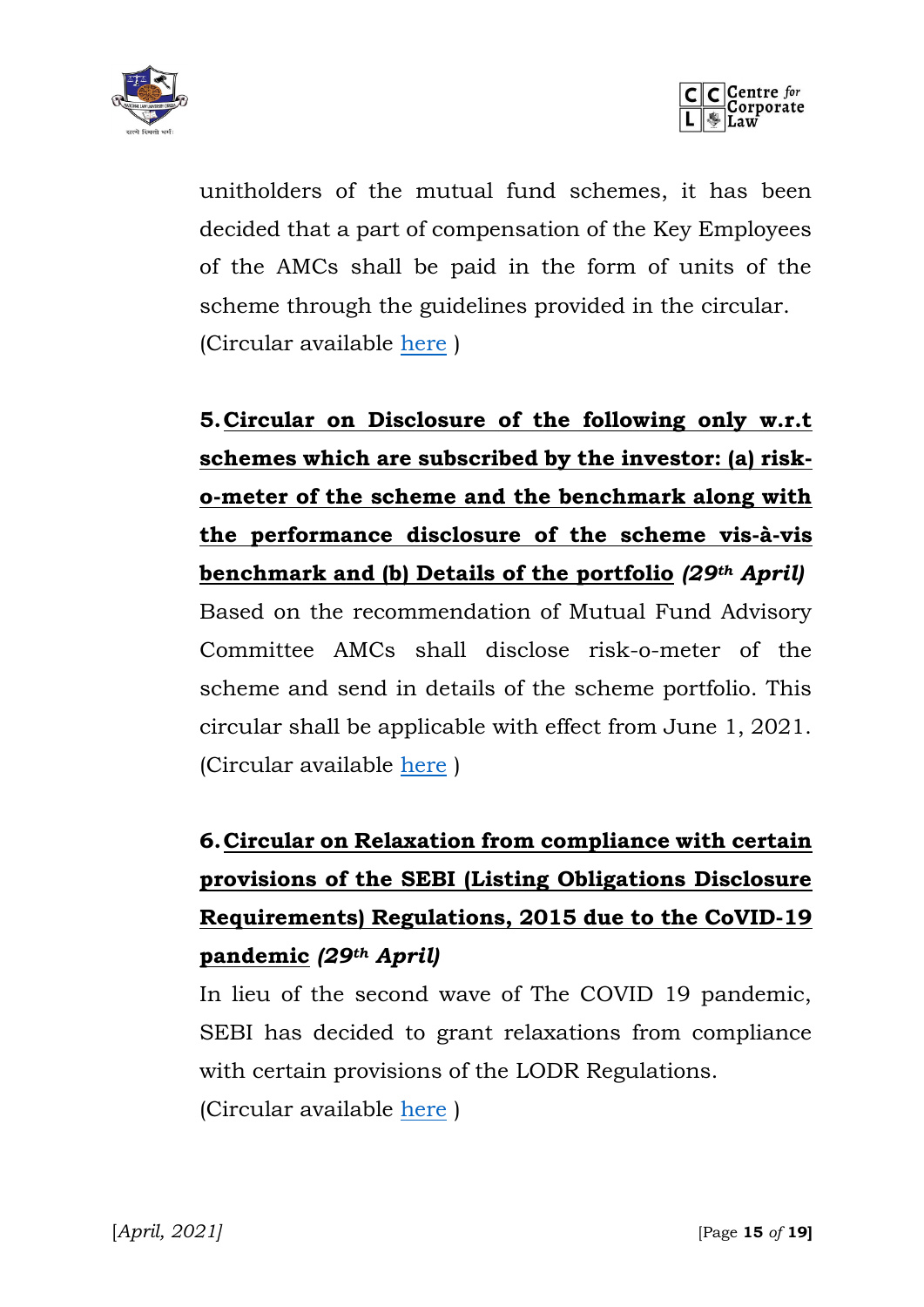unitholders of the mutual fund schemes, it has been decided that a part of compensation of the Key Employees of the AMCs shall be paid in the form of units of the scheme through the guidelines provided in the circular. (Circular available here )

5. **Circular on Disclosure of the following only w.r.t schemes which are subscribed by the investor: (a) risk-o-meter of the scheme and the benchmark along with the performance disclosure of the scheme vis-à-vis benchmark and (b) Details of the portfolio** ***(29th April)***

Based on the recommendation of Mutual Fund Advisory Committee AMCs shall disclose risk-o-meter of the scheme and send in details of the scheme portfolio. This circular shall be applicable with effect from June 1, 2021. (Circular available here )

6. **Circular on Relaxation from compliance with certain provisions of the SEBI (Listing Obligations Disclosure Requirements) Regulations, 2015 due to the CoVID-19 pandemic** ***(29th April)***

In lieu of the second wave of The COVID 19 pandemic, SEBI has decided to grant relaxations from compliance with certain provisions of the LODR Regulations. (Circular available here )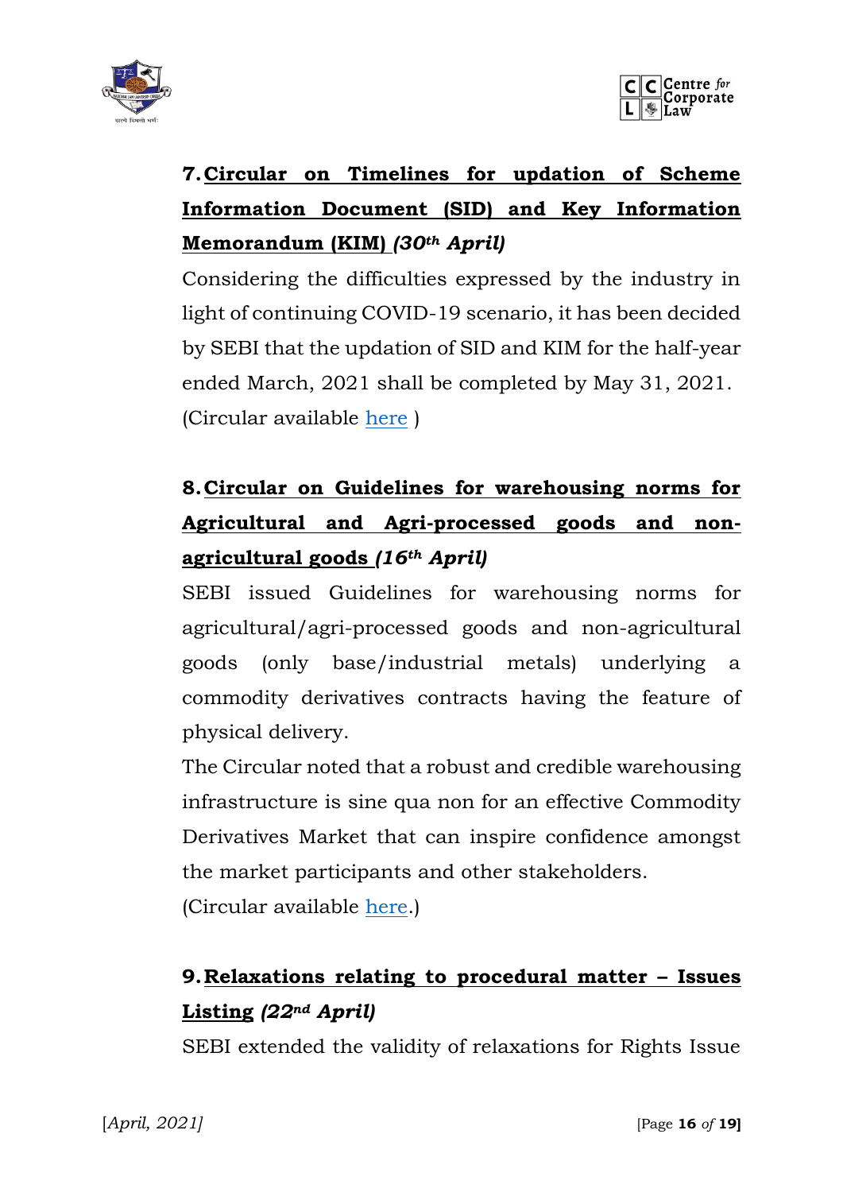### 7. <u>**Circular on Timelines for updation of Scheme Information Document (SID) and Key Information Memorandum (KIM)**</u> ***(30th April)***

Considering the difficulties expressed by the industry in light of continuing COVID-19 scenario, it has been decided by SEBI that the updation of SID and KIM for the half-year ended March, 2021 shall be completed by May 31, 2021. (Circular available here )

### 8. <u>**Circular on Guidelines for warehousing norms for Agricultural and Agri-processed goods and non-agricultural goods**</u> ***(16th April)***

SEBI issued Guidelines for warehousing norms for agricultural/agri-processed goods and non-agricultural goods (only base/industrial metals) underlying a commodity derivatives contracts having the feature of physical delivery.

The Circular noted that a robust and credible warehousing infrastructure is sine qua non for an effective Commodity Derivatives Market that can inspire confidence amongst the market participants and other stakeholders.

(Circular available here.)

### 9. <u>**Relaxations relating to procedural matter – Issues Listing**</u> ***(22nd April)***

SEBI extended the validity of relaxations for Rights Issue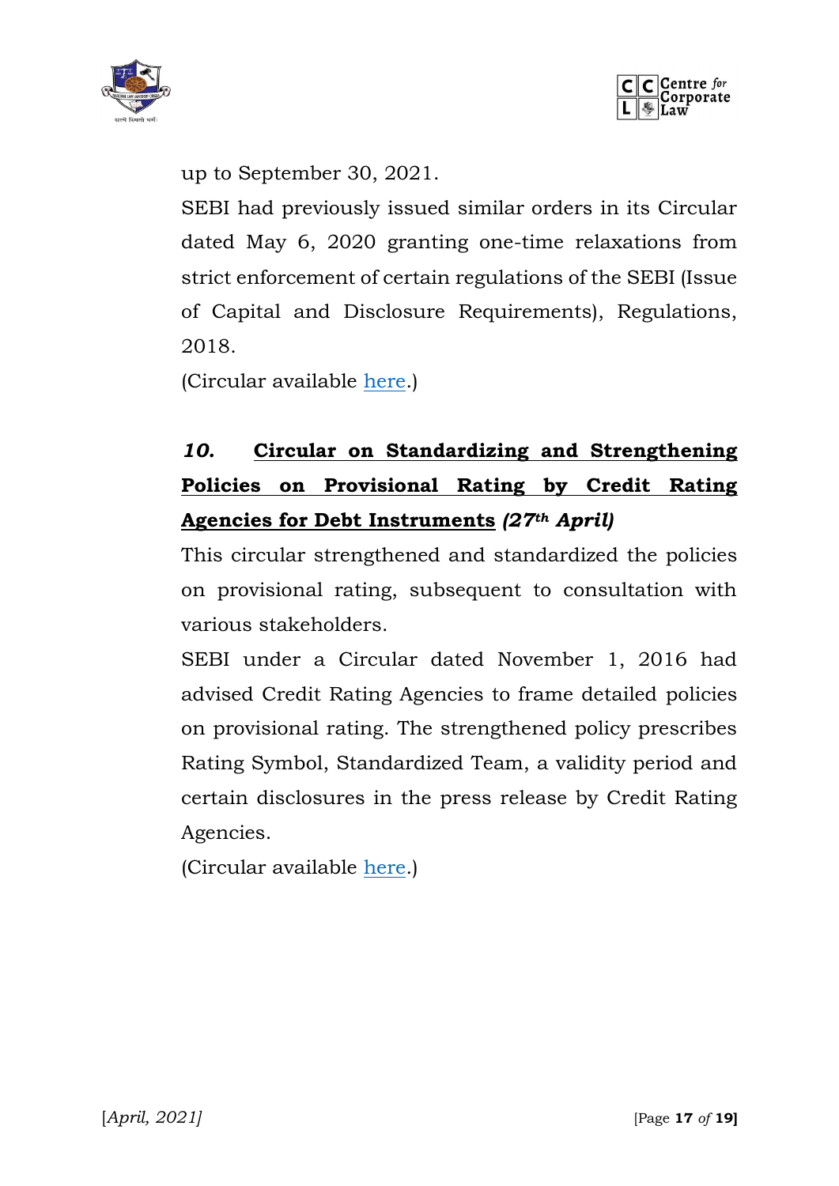up to September 30, 2021.

SEBI had previously issued similar orders in its Circular dated May 6, 2020 granting one-time relaxations from strict enforcement of certain regulations of the SEBI (Issue of Capital and Disclosure Requirements), Regulations, 2018.

(Circular available [here](#).)

### *10.* <u>Circular on Standardizing and Strengthening Policies on Provisional Rating by Credit Rating Agencies for Debt Instruments</u> *(27th April)*

This circular strengthened and standardized the policies on provisional rating, subsequent to consultation with various stakeholders.

SEBI under a Circular dated November 1, 2016 had advised Credit Rating Agencies to frame detailed policies on provisional rating. The strengthened policy prescribes Rating Symbol, Standardized Team, a validity period and certain disclosures in the press release by Credit Rating Agencies.

(Circular available [here](#).)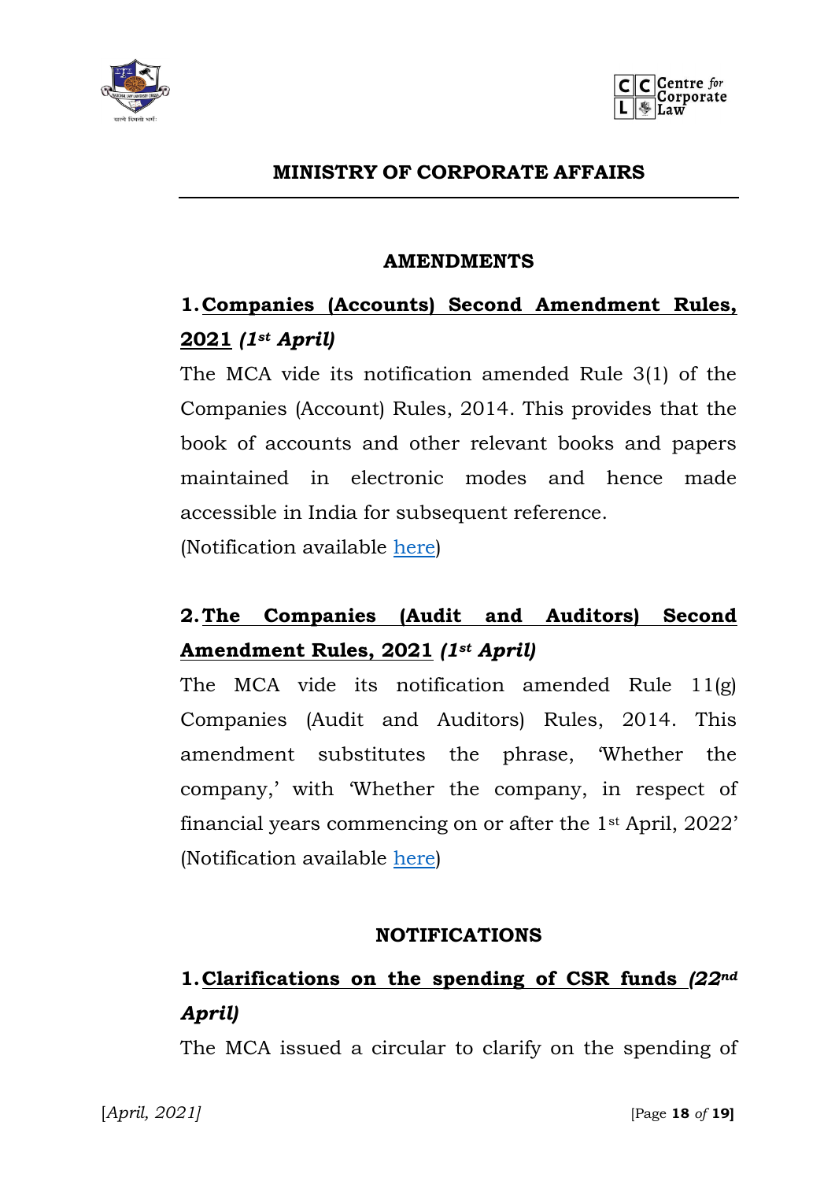## MINISTRY OF CORPORATE AFFAIRS

### AMENDMENTS

**1. Companies (Accounts) Second Amendment Rules, 2021** ***(1st April)***

The MCA vide its notification amended Rule 3(1) of the Companies (Account) Rules, 2014. This provides that the book of accounts and other relevant books and papers maintained in electronic modes and hence made accessible in India for subsequent reference.

(Notification available here)

**2. The Companies (Audit and Auditors) Second Amendment Rules, 2021** ***(1st April)***

The MCA vide its notification amended Rule 11(g) Companies (Audit and Auditors) Rules, 2014. This amendment substitutes the phrase, 'Whether the company,' with 'Whether the company, in respect of financial years commencing on or after the 1st April, 2022'

(Notification available here)

### NOTIFICATIONS

**1. Clarifications on the spending of CSR funds** ***(22nd April)***

The MCA issued a circular to clarify on the spending of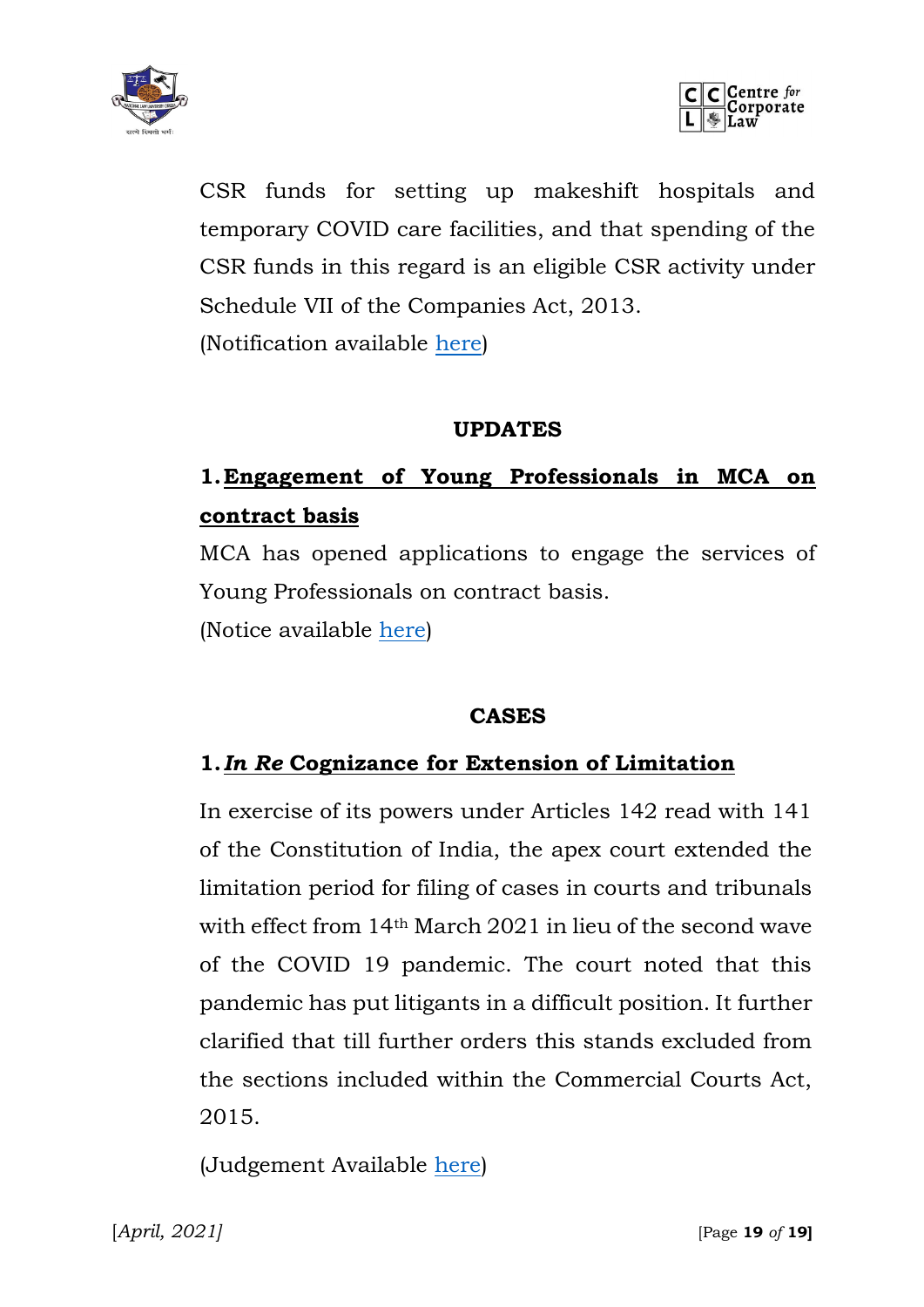CSR funds for setting up makeshift hospitals and temporary COVID care facilities, and that spending of the CSR funds in this regard is an eligible CSR activity under Schedule VII of the Companies Act, 2013.
(Notification available here)

## UPDATES

### 1. Engagement of Young Professionals in MCA on contract basis

MCA has opened applications to engage the services of Young Professionals on contract basis.
(Notice available here)

## CASES

### 1. *In Re* Cognizance for Extension of Limitation

In exercise of its powers under Articles 142 read with 141 of the Constitution of India, the apex court extended the limitation period for filing of cases in courts and tribunals with effect from 14th March 2021 in lieu of the second wave of the COVID 19 pandemic. The court noted that this pandemic has put litigants in a difficult position. It further clarified that till further orders this stands excluded from the sections included within the Commercial Courts Act, 2015.

(Judgement Available here)